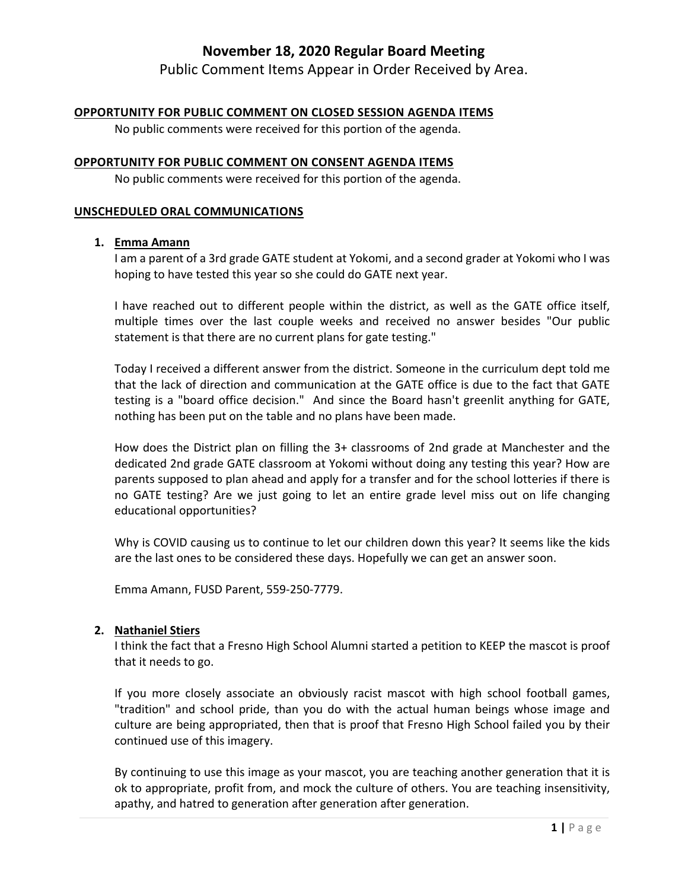# November 18, 2020 Regular Board Meeting

Public Comment Items Appear in Order Received by Area.

## OPPORTUNITY FOR PUBLIC COMMENT ON CLOSED SESSION AGENDA ITEMS

No public comments were received for this portion of the agenda.

## OPPORTUNITY FOR PUBLIC COMMENT ON CONSENT AGENDA ITEMS

No public comments were received for this portion of the agenda.

## UNSCHEDULED ORAL COMMUNICATIONS

1. **Emma Amann**

   I am a parent of a 3rd grade GATE student at Yokomi, and a second grader at Yokomi who I was hoping to have tested this year so she could do GATE next year.

   I have reached out to different people within the district, as well as the GATE office itself, multiple times over the last couple weeks and received no answer besides "Our public statement is that there are no current plans for gate testing."

   Today I received a different answer from the district. Someone in the curriculum dept told me that the lack of direction and communication at the GATE office is due to the fact that GATE testing is a "board office decision." And since the Board hasn't greenlit anything for GATE, nothing has been put on the table and no plans have been made.

   How does the District plan on filling the 3+ classrooms of 2nd grade at Manchester and the dedicated 2nd grade GATE classroom at Yokomi without doing any testing this year? How are parents supposed to plan ahead and apply for a transfer and for the school lotteries if there is no GATE testing? Are we just going to let an entire grade level miss out on life changing educational opportunities?

   Why is COVID causing us to continue to let our children down this year? It seems like the kids are the last ones to be considered these days. Hopefully we can get an answer soon.

   Emma Amann, FUSD Parent, 559-250-7779.

2. **Nathaniel Stiers**

   I think the fact that a Fresno High School Alumni started a petition to KEEP the mascot is proof that it needs to go.

   If you more closely associate an obviously racist mascot with high school football games, "tradition" and school pride, than you do with the actual human beings whose image and culture are being appropriated, then that is proof that Fresno High School failed you by their continued use of this imagery.

   By continuing to use this image as your mascot, you are teaching another generation that it is ok to appropriate, profit from, and mock the culture of others. You are teaching insensitivity, apathy, and hatred to generation after generation after generation.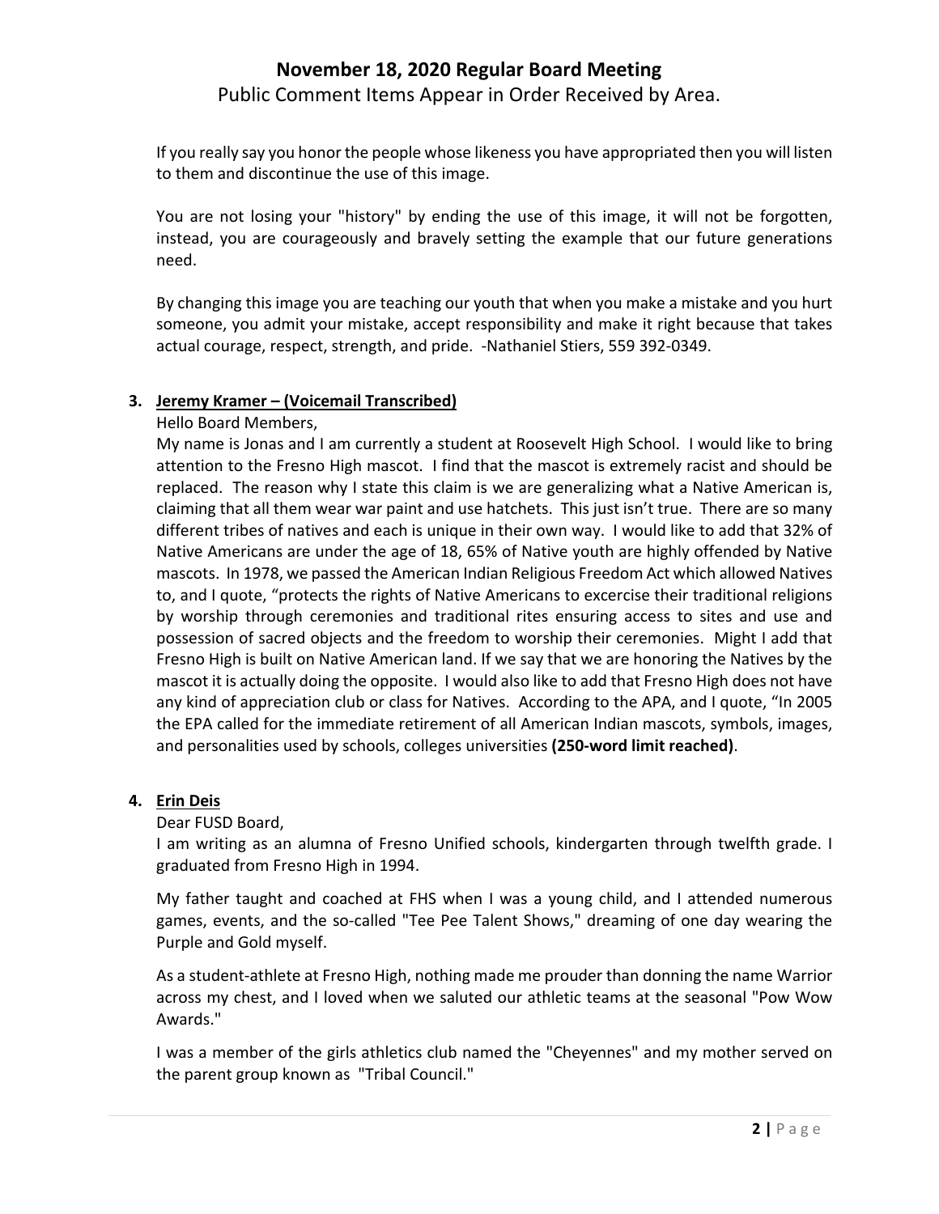If you really say you honor the people whose likeness you have appropriated then you will listen to them and discontinue the use of this image.

You are not losing your "history" by ending the use of this image, it will not be forgotten, instead, you are courageously and bravely setting the example that our future generations need.

By changing this image you are teaching our youth that when you make a mistake and you hurt someone, you admit your mistake, accept responsibility and make it right because that takes actual courage, respect, strength, and pride. -Nathaniel Stiers, 559 392-0349.

3. **Jeremy Kramer – (Voicemail Transcribed)**

   Hello Board Members,

   My name is Jonas and I am currently a student at Roosevelt High School. I would like to bring attention to the Fresno High mascot. I find that the mascot is extremely racist and should be replaced. The reason why I state this claim is we are generalizing what a Native American is, claiming that all them wear war paint and use hatchets. This just isn't true. There are so many different tribes of natives and each is unique in their own way. I would like to add that 32% of Native Americans are under the age of 18, 65% of Native youth are highly offended by Native mascots. In 1978, we passed the American Indian Religious Freedom Act which allowed Natives to, and I quote, "protects the rights of Native Americans to excercise their traditional religions by worship through ceremonies and traditional rites ensuring access to sites and use and possession of sacred objects and the freedom to worship their ceremonies. Might I add that Fresno High is built on Native American land. If we say that we are honoring the Natives by the mascot it is actually doing the opposite. I would also like to add that Fresno High does not have any kind of appreciation club or class for Natives. According to the APA, and I quote, "In 2005 the EPA called for the immediate retirement of all American Indian mascots, symbols, images, and personalities used by schools, colleges universities **(250-word limit reached)**.

4. **Erin Deis**

   Dear FUSD Board,

   I am writing as an alumna of Fresno Unified schools, kindergarten through twelfth grade. I graduated from Fresno High in 1994.

   My father taught and coached at FHS when I was a young child, and I attended numerous games, events, and the so-called "Tee Pee Talent Shows," dreaming of one day wearing the Purple and Gold myself.

   As a student-athlete at Fresno High, nothing made me prouder than donning the name Warrior across my chest, and I loved when we saluted our athletic teams at the seasonal "Pow Wow Awards."

   I was a member of the girls athletics club named the "Cheyennes" and my mother served on the parent group known as "Tribal Council."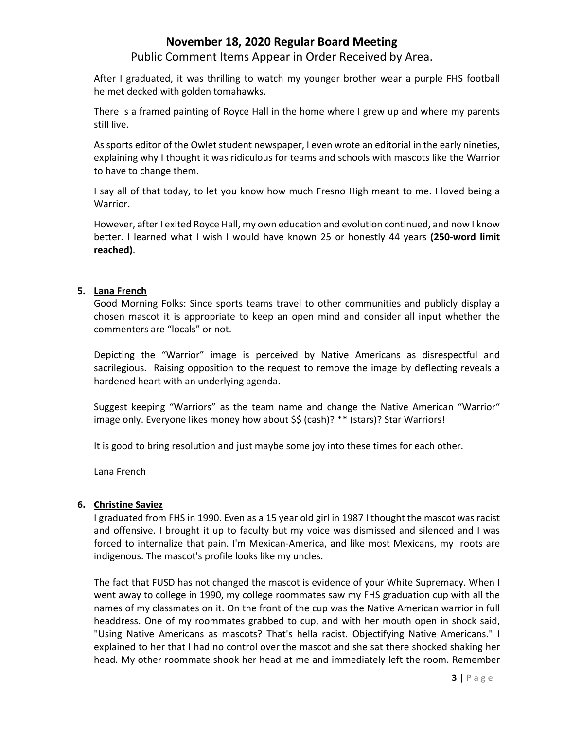After I graduated, it was thrilling to watch my younger brother wear a purple FHS football helmet decked with golden tomahawks.

There is a framed painting of Royce Hall in the home where I grew up and where my parents still live.

As sports editor of the Owlet student newspaper, I even wrote an editorial in the early nineties, explaining why I thought it was ridiculous for teams and schools with mascots like the Warrior to have to change them.

I say all of that today, to let you know how much Fresno High meant to me. I loved being a Warrior.

However, after I exited Royce Hall, my own education and evolution continued, and now I know better. I learned what I wish I would have known 25 or honestly 44 years **(250-word limit reached)**.

5. **Lana French**

Good Morning Folks: Since sports teams travel to other communities and publicly display a chosen mascot it is appropriate to keep an open mind and consider all input whether the commenters are "locals" or not.

Depicting the "Warrior" image is perceived by Native Americans as disrespectful and sacrilegious. Raising opposition to the request to remove the image by deflecting reveals a hardened heart with an underlying agenda.

Suggest keeping "Warriors" as the team name and change the Native American "Warrior" image only. Everyone likes money how about $$ (cash)? ** (stars)? Star Warriors!

It is good to bring resolution and just maybe some joy into these times for each other.

Lana French

6. **Christine Saviez**

I graduated from FHS in 1990. Even as a 15 year old girl in 1987 I thought the mascot was racist and offensive. I brought it up to faculty but my voice was dismissed and silenced and I was forced to internalize that pain. I'm Mexican-America, and like most Mexicans, my roots are indigenous. The mascot's profile looks like my uncles.

The fact that FUSD has not changed the mascot is evidence of your White Supremacy. When I went away to college in 1990, my college roommates saw my FHS graduation cup with all the names of my classmates on it. On the front of the cup was the Native American warrior in full headdress. One of my roommates grabbed to cup, and with her mouth open in shock said, "Using Native Americans as mascots? That's hella racist. Objectifying Native Americans." I explained to her that I had no control over the mascot and she sat there shocked shaking her head. My other roommate shook her head at me and immediately left the room. Remember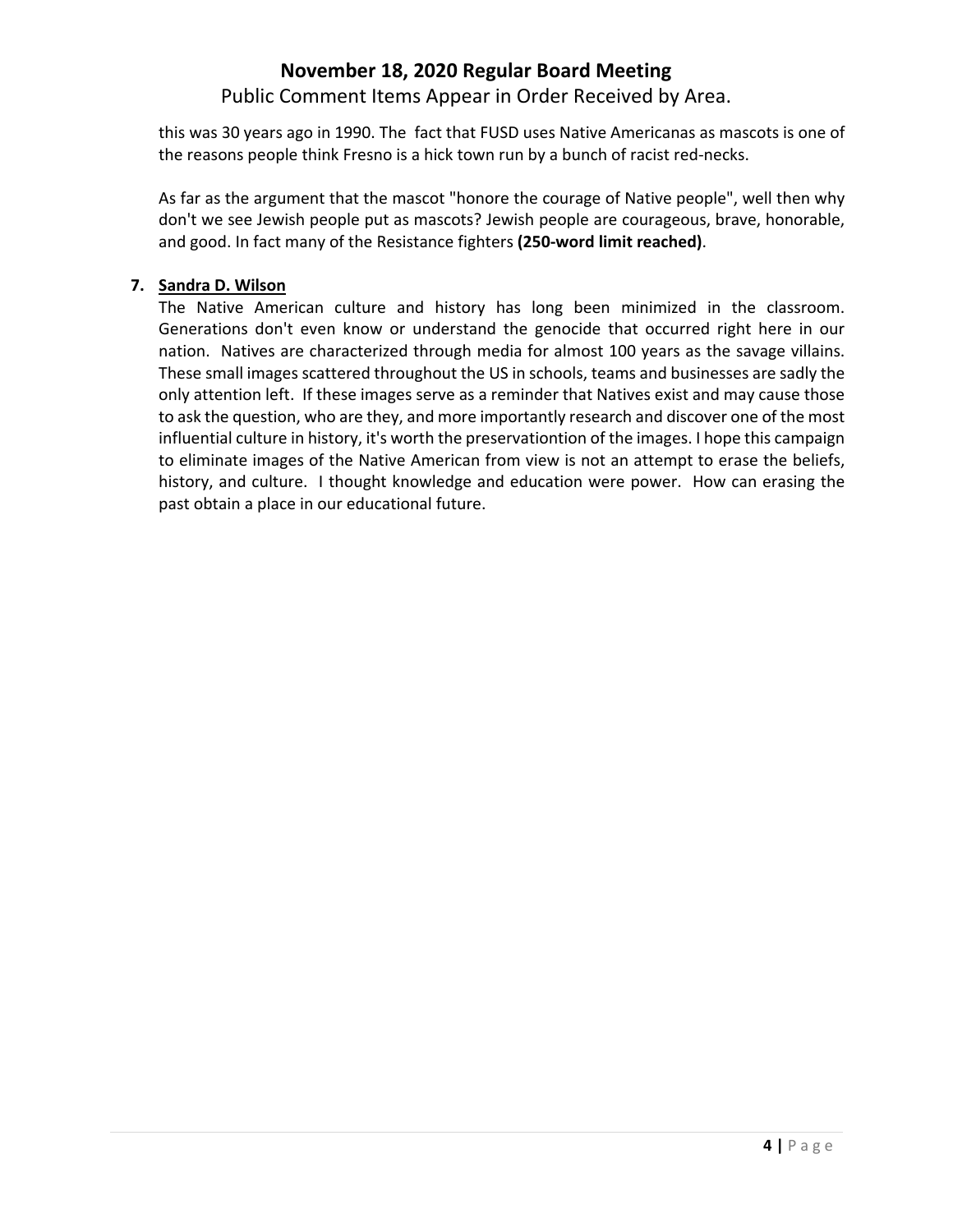this was 30 years ago in 1990. The  fact that FUSD uses Native Americanas as mascots is one of the reasons people think Fresno is a hick town run by a bunch of racist red-necks.

As far as the argument that the mascot "honore the courage of Native people", well then why don't we see Jewish people put as mascots? Jewish people are courageous, brave, honorable, and good. In fact many of the Resistance fighters **(250-word limit reached)**.

7. **Sandra D. Wilson**

   The Native American culture and history has long been minimized in the classroom. Generations don't even know or understand the genocide that occurred right here in our nation.  Natives are characterized through media for almost 100 years as the savage villains. These small images scattered throughout the US in schools, teams and businesses are sadly the only attention left.  If these images serve as a reminder that Natives exist and may cause those to ask the question, who are they, and more importantly research and discover one of the most influential culture in history, it's worth the preservationtion of the images. I hope this campaign to eliminate images of the Native American from view is not an attempt to erase the beliefs, history, and culture.  I thought knowledge and education were power.  How can erasing the past obtain a place in our educational future.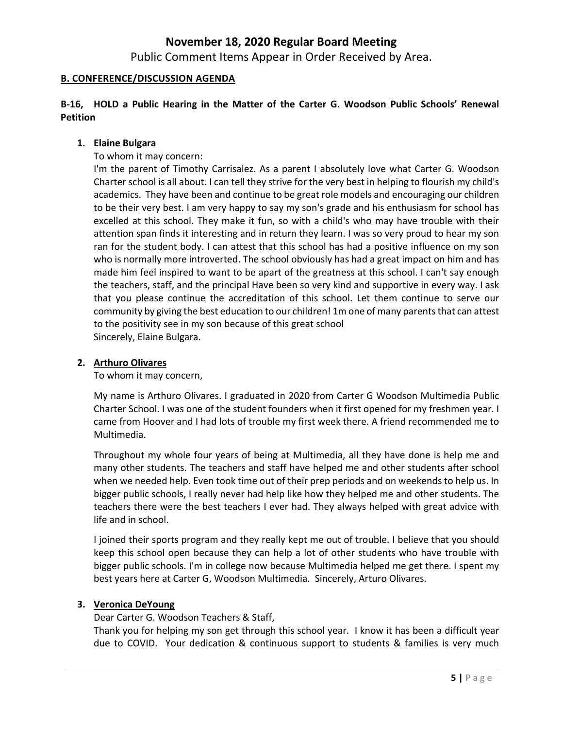# November 18, 2020 Regular Board Meeting

Public Comment Items Appear in Order Received by Area.

**B. CONFERENCE/DISCUSSION AGENDA**

**B-16, HOLD a Public Hearing in the Matter of the Carter G. Woodson Public Schools' Renewal Petition**

1. **Elaine Bulgara**

   To whom it may concern:

   I'm the parent of Timothy Carrisalez. As a parent I absolutely love what Carter G. Woodson Charter school is all about. I can tell they strive for the very best in helping to flourish my child's academics. They have been and continue to be great role models and encouraging our children to be their very best. I am very happy to say my son's grade and his enthusiasm for school has excelled at this school. They make it fun, so with a child's who may have trouble with their attention span finds it interesting and in return they learn. I was so very proud to hear my son ran for the student body. I can attest that this school has had a positive influence on my son who is normally more introverted. The school obviously has had a great impact on him and has made him feel inspired to want to be apart of the greatness at this school. I can't say enough the teachers, staff, and the principal Have been so very kind and supportive in every way. I ask that you please continue the accreditation of this school. Let them continue to serve our community by giving the best education to our children! 1m one of many parents that can attest to the positivity see in my son because of this great school

   Sincerely, Elaine Bulgara.

2. **Arthuro Olivares**

   To whom it may concern,

   My name is Arthuro Olivares. I graduated in 2020 from Carter G Woodson Multimedia Public Charter School. I was one of the student founders when it first opened for my freshmen year. I came from Hoover and I had lots of trouble my first week there. A friend recommended me to Multimedia.

   Throughout my whole four years of being at Multimedia, all they have done is help me and many other students. The teachers and staff have helped me and other students after school when we needed help. Even took time out of their prep periods and on weekends to help us. In bigger public schools, I really never had help like how they helped me and other students. The teachers there were the best teachers I ever had. They always helped with great advice with life and in school.

   I joined their sports program and they really kept me out of trouble. I believe that you should keep this school open because they can help a lot of other students who have trouble with bigger public schools. I'm in college now because Multimedia helped me get there. I spent my best years here at Carter G, Woodson Multimedia. Sincerely, Arturo Olivares.

3. **Veronica DeYoung**

   Dear Carter G. Woodson Teachers & Staff,

   Thank you for helping my son get through this school year. I know it has been a difficult year due to COVID. Your dedication & continuous support to students & families is very much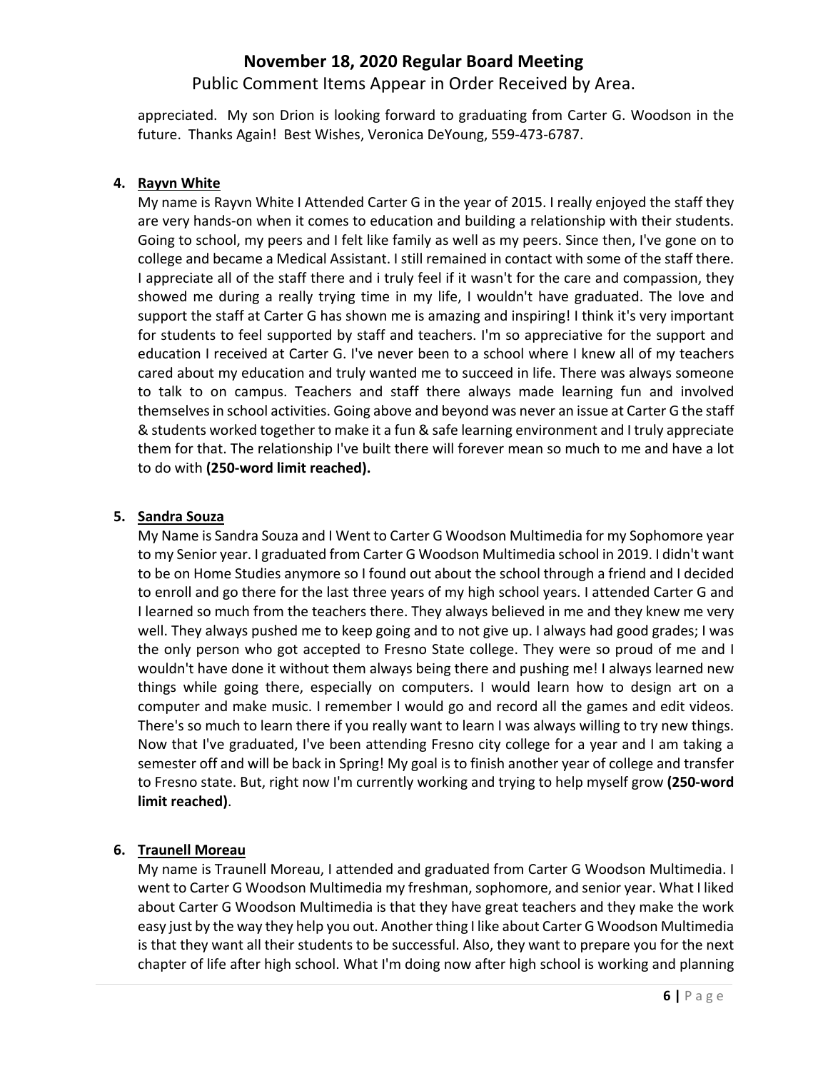appreciated. My son Drion is looking forward to graduating from Carter G. Woodson in the future. Thanks Again! Best Wishes, Veronica DeYoung, 559-473-6787.

4. **Rayvn White**

My name is Rayvn White I Attended Carter G in the year of 2015. I really enjoyed the staff they are very hands-on when it comes to education and building a relationship with their students. Going to school, my peers and I felt like family as well as my peers. Since then, I've gone on to college and became a Medical Assistant. I still remained in contact with some of the staff there. I appreciate all of the staff there and i truly feel if it wasn't for the care and compassion, they showed me during a really trying time in my life, I wouldn't have graduated. The love and support the staff at Carter G has shown me is amazing and inspiring! I think it's very important for students to feel supported by staff and teachers. I'm so appreciative for the support and education I received at Carter G. I've never been to a school where I knew all of my teachers cared about my education and truly wanted me to succeed in life. There was always someone to talk to on campus. Teachers and staff there always made learning fun and involved themselves in school activities. Going above and beyond was never an issue at Carter G the staff & students worked together to make it a fun & safe learning environment and I truly appreciate them for that. The relationship I've built there will forever mean so much to me and have a lot to do with **(250-word limit reached).**

5. **Sandra Souza**

My Name is Sandra Souza and I Went to Carter G Woodson Multimedia for my Sophomore year to my Senior year. I graduated from Carter G Woodson Multimedia school in 2019. I didn't want to be on Home Studies anymore so I found out about the school through a friend and I decided to enroll and go there for the last three years of my high school years. I attended Carter G and I learned so much from the teachers there. They always believed in me and they knew me very well. They always pushed me to keep going and to not give up. I always had good grades; I was the only person who got accepted to Fresno State college. They were so proud of me and I wouldn't have done it without them always being there and pushing me! I always learned new things while going there, especially on computers. I would learn how to design art on a computer and make music. I remember I would go and record all the games and edit videos. There's so much to learn there if you really want to learn I was always willing to try new things. Now that I've graduated, I've been attending Fresno city college for a year and I am taking a semester off and will be back in Spring! My goal is to finish another year of college and transfer to Fresno state. But, right now I'm currently working and trying to help myself grow **(250-word limit reached)**.

6. **Traunell Moreau**

My name is Traunell Moreau, I attended and graduated from Carter G Woodson Multimedia. I went to Carter G Woodson Multimedia my freshman, sophomore, and senior year. What I liked about Carter G Woodson Multimedia is that they have great teachers and they make the work easy just by the way they help you out. Another thing I like about Carter G Woodson Multimedia is that they want all their students to be successful. Also, they want to prepare you for the next chapter of life after high school. What I'm doing now after high school is working and planning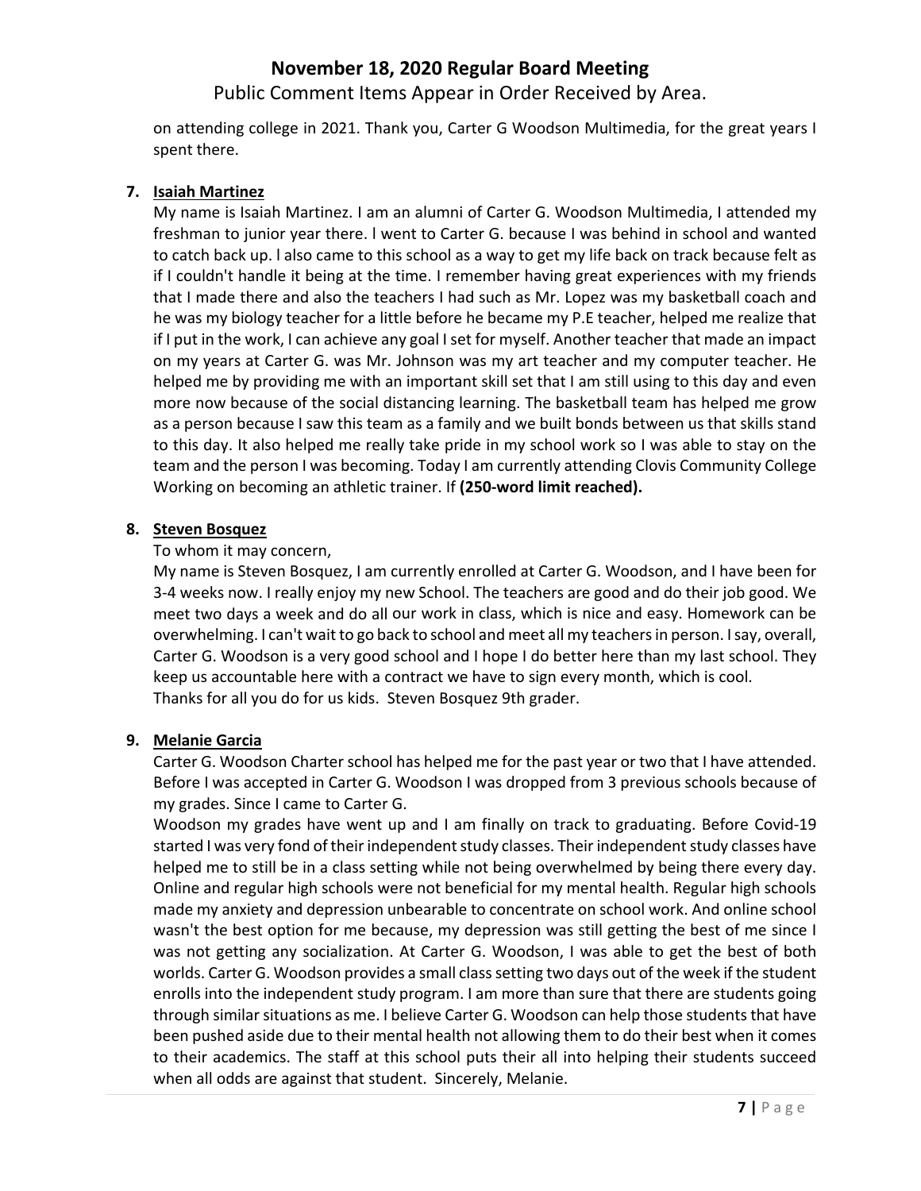on attending college in 2021. Thank you, Carter G Woodson Multimedia, for the great years I spent there.

7. **Isaiah Martinez**

My name is Isaiah Martinez. I am an alumni of Carter G. Woodson Multimedia, I attended my freshman to junior year there. l went to Carter G. because I was behind in school and wanted to catch back up. l also came to this school as a way to get my life back on track because felt as if I couldn't handle it being at the time. I remember having great experiences with my friends that I made there and also the teachers I had such as Mr. Lopez was my basketball coach and he was my biology teacher for a little before he became my P.E teacher, helped me realize that if I put in the work, I can achieve any goal I set for myself. Another teacher that made an impact on my years at Carter G. was Mr. Johnson was my art teacher and my computer teacher. He helped me by providing me with an important skill set that I am still using to this day and even more now because of the social distancing learning. The basketball team has helped me grow as a person because I saw this team as a family and we built bonds between us that skills stand to this day. It also helped me really take pride in my school work so I was able to stay on the team and the person I was becoming. Today I am currently attending Clovis Community College Working on becoming an athletic trainer. If **(250-word limit reached).**

8. **Steven Bosquez**

To whom it may concern,

My name is Steven Bosquez, I am currently enrolled at Carter G. Woodson, and I have been for 3-4 weeks now. I really enjoy my new School. The teachers are good and do their job good. We meet two days a week and do all our work in class, which is nice and easy. Homework can be overwhelming. I can't wait to go back to school and meet all my teachers in person. I say, overall, Carter G. Woodson is a very good school and I hope I do better here than my last school. They keep us accountable here with a contract we have to sign every month, which is cool.

Thanks for all you do for us kids. Steven Bosquez 9th grader.

9. **Melanie Garcia**

Carter G. Woodson Charter school has helped me for the past year or two that I have attended. Before I was accepted in Carter G. Woodson I was dropped from 3 previous schools because of my grades. Since I came to Carter G.

Woodson my grades have went up and I am finally on track to graduating. Before Covid-19 started I was very fond of their independent study classes. Their independent study classes have helped me to still be in a class setting while not being overwhelmed by being there every day. Online and regular high schools were not beneficial for my mental health. Regular high schools made my anxiety and depression unbearable to concentrate on school work. And online school wasn't the best option for me because, my depression was still getting the best of me since I was not getting any socialization. At Carter G. Woodson, I was able to get the best of both worlds. Carter G. Woodson provides a small class setting two days out of the week if the student enrolls into the independent study program. I am more than sure that there are students going through similar situations as me. I believe Carter G. Woodson can help those students that have been pushed aside due to their mental health not allowing them to do their best when it comes to their academics. The staff at this school puts their all into helping their students succeed when all odds are against that student. Sincerely, Melanie.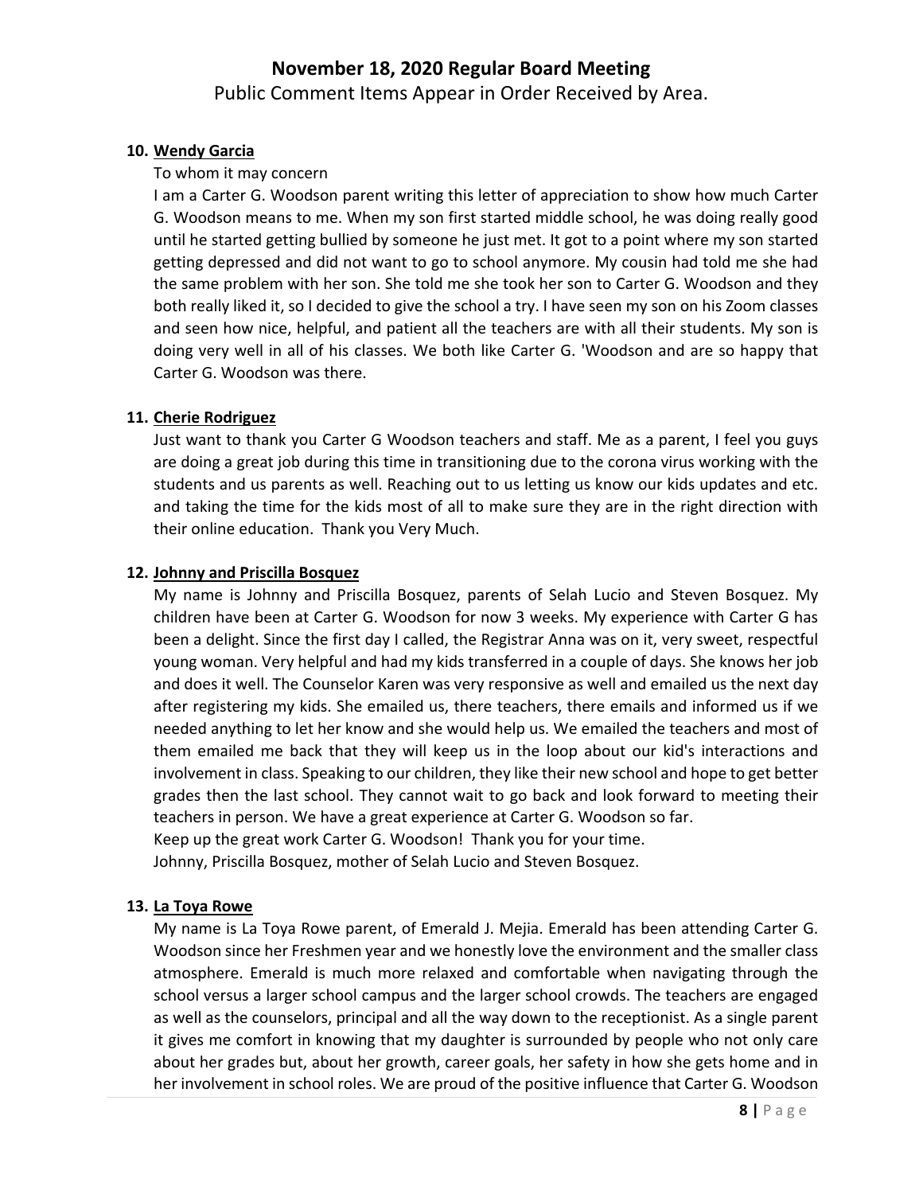# November 18, 2020 Regular Board Meeting

Public Comment Items Appear in Order Received by Area.

10. **Wendy Garcia**

    To whom it may concern

    I am a Carter G. Woodson parent writing this letter of appreciation to show how much Carter G. Woodson means to me. When my son first started middle school, he was doing really good until he started getting bullied by someone he just met. It got to a point where my son started getting depressed and did not want to go to school anymore. My cousin had told me she had the same problem with her son. She told me she took her son to Carter G. Woodson and they both really liked it, so I decided to give the school a try. I have seen my son on his Zoom classes and seen how nice, helpful, and patient all the teachers are with all their students. My son is doing very well in all of his classes. We both like Carter G. 'Woodson and are so happy that Carter G. Woodson was there.

11. **Cherie Rodriguez**

    Just want to thank you Carter G Woodson teachers and staff. Me as a parent, I feel you guys are doing a great job during this time in transitioning due to the corona virus working with the students and us parents as well. Reaching out to us letting us know our kids updates and etc. and taking the time for the kids most of all to make sure they are in the right direction with their online education. Thank you Very Much.

12. **Johnny and Priscilla Bosquez**

    My name is Johnny and Priscilla Bosquez, parents of Selah Lucio and Steven Bosquez. My children have been at Carter G. Woodson for now 3 weeks. My experience with Carter G has been a delight. Since the first day I called, the Registrar Anna was on it, very sweet, respectful young woman. Very helpful and had my kids transferred in a couple of days. She knows her job and does it well. The Counselor Karen was very responsive as well and emailed us the next day after registering my kids. She emailed us, there teachers, there emails and informed us if we needed anything to let her know and she would help us. We emailed the teachers and most of them emailed me back that they will keep us in the loop about our kid's interactions and involvement in class. Speaking to our children, they like their new school and hope to get better grades then the last school. They cannot wait to go back and look forward to meeting their teachers in person. We have a great experience at Carter G. Woodson so far.

    Keep up the great work Carter G. Woodson! Thank you for your time.

    Johnny, Priscilla Bosquez, mother of Selah Lucio and Steven Bosquez.

13. **La Toya Rowe**

    My name is La Toya Rowe parent, of Emerald J. Mejia. Emerald has been attending Carter G. Woodson since her Freshmen year and we honestly love the environment and the smaller class atmosphere. Emerald is much more relaxed and comfortable when navigating through the school versus a larger school campus and the larger school crowds. The teachers are engaged as well as the counselors, principal and all the way down to the receptionist. As a single parent it gives me comfort in knowing that my daughter is surrounded by people who not only care about her grades but, about her growth, career goals, her safety in how she gets home and in her involvement in school roles. We are proud of the positive influence that Carter G. Woodson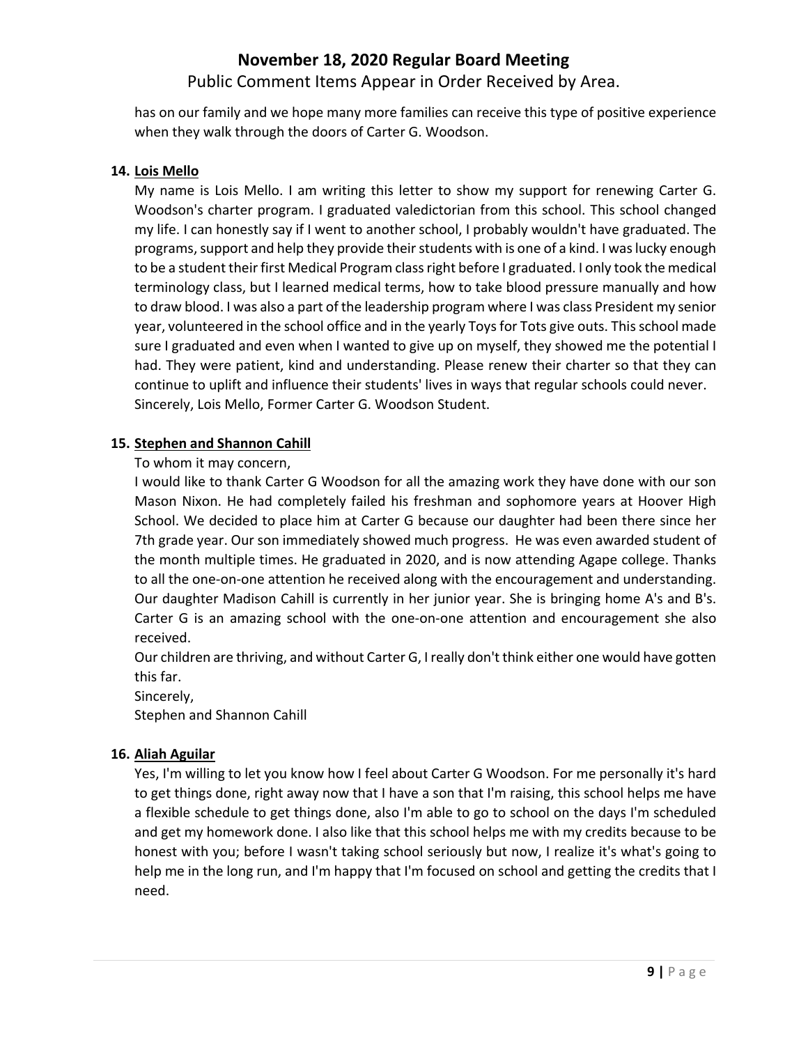has on our family and we hope many more families can receive this type of positive experience when they walk through the doors of Carter G. Woodson.

**14. Lois Mello**

My name is Lois Mello. I am writing this letter to show my support for renewing Carter G. Woodson's charter program. I graduated valedictorian from this school. This school changed my life. I can honestly say if I went to another school, I probably wouldn't have graduated. The programs, support and help they provide their students with is one of a kind. I was lucky enough to be a student their first Medical Program class right before I graduated. I only took the medical terminology class, but I learned medical terms, how to take blood pressure manually and how to draw blood. I was also a part of the leadership program where I was class President my senior year, volunteered in the school office and in the yearly Toys for Tots give outs. This school made sure I graduated and even when I wanted to give up on myself, they showed me the potential I had. They were patient, kind and understanding. Please renew their charter so that they can continue to uplift and influence their students' lives in ways that regular schools could never.
Sincerely, Lois Mello, Former Carter G. Woodson Student.

**15. Stephen and Shannon Cahill**

To whom it may concern,

I would like to thank Carter G Woodson for all the amazing work they have done with our son Mason Nixon. He had completely failed his freshman and sophomore years at Hoover High School. We decided to place him at Carter G because our daughter had been there since her 7th grade year. Our son immediately showed much progress. He was even awarded student of the month multiple times. He graduated in 2020, and is now attending Agape college. Thanks to all the one-on-one attention he received along with the encouragement and understanding. Our daughter Madison Cahill is currently in her junior year. She is bringing home A's and B's. Carter G is an amazing school with the one-on-one attention and encouragement she also received.

Our children are thriving, and without Carter G, I really don't think either one would have gotten this far.

Sincerely,

Stephen and Shannon Cahill

**16. Aliah Aguilar**

Yes, I'm willing to let you know how I feel about Carter G Woodson. For me personally it's hard to get things done, right away now that I have a son that I'm raising, this school helps me have a flexible schedule to get things done, also I'm able to go to school on the days I'm scheduled and get my homework done. I also like that this school helps me with my credits because to be honest with you; before I wasn't taking school seriously but now, I realize it's what's going to help me in the long run, and I'm happy that I'm focused on school and getting the credits that I need.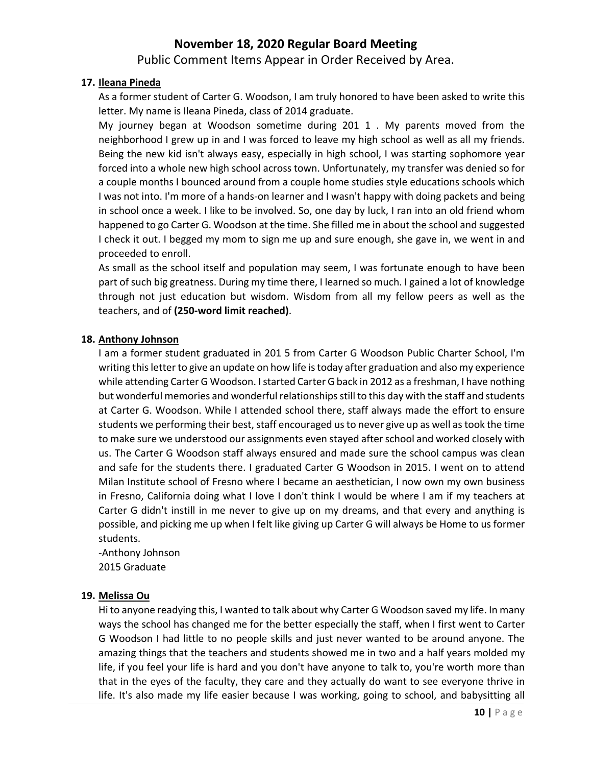**17. Ileana Pineda**

As a former student of Carter G. Woodson, I am truly honored to have been asked to write this letter. My name is Ileana Pineda, class of 2014 graduate.

My journey began at Woodson sometime during 201 1 . My parents moved from the neighborhood I grew up in and I was forced to leave my high school as well as all my friends. Being the new kid isn't always easy, especially in high school, I was starting sophomore year forced into a whole new high school across town. Unfortunately, my transfer was denied so for a couple months I bounced around from a couple home studies style educations schools which I was not into. I'm more of a hands-on learner and I wasn't happy with doing packets and being in school once a week. I like to be involved. So, one day by luck, I ran into an old friend whom happened to go Carter G. Woodson at the time. She filled me in about the school and suggested I check it out. I begged my mom to sign me up and sure enough, she gave in, we went in and proceeded to enroll.

As small as the school itself and population may seem, I was fortunate enough to have been part of such big greatness. During my time there, I learned so much. I gained a lot of knowledge through not just education but wisdom. Wisdom from all my fellow peers as well as the teachers, and of **(250-word limit reached)**.

**18. Anthony Johnson**

I am a former student graduated in 201 5 from Carter G Woodson Public Charter School, I'm writing this letter to give an update on how life is today after graduation and also my experience while attending Carter G Woodson. I started Carter G back in 2012 as a freshman, I have nothing but wonderful memories and wonderful relationships still to this day with the staff and students at Carter G. Woodson. While I attended school there, staff always made the effort to ensure students we performing their best, staff encouraged us to never give up as well as took the time to make sure we understood our assignments even stayed after school and worked closely with us. The Carter G Woodson staff always ensured and made sure the school campus was clean and safe for the students there. I graduated Carter G Woodson in 2015. I went on to attend Milan Institute school of Fresno where I became an aesthetician, I now own my own business in Fresno, California doing what I love I don't think I would be where I am if my teachers at Carter G didn't instill in me never to give up on my dreams, and that every and anything is possible, and picking me up when I felt like giving up Carter G will always be Home to us former students.

-Anthony Johnson
2015 Graduate

**19. Melissa Ou**

Hi to anyone readying this, I wanted to talk about why Carter G Woodson saved my life. In many ways the school has changed me for the better especially the staff, when I first went to Carter G Woodson I had little to no people skills and just never wanted to be around anyone. The amazing things that the teachers and students showed me in two and a half years molded my life, if you feel your life is hard and you don't have anyone to talk to, you're worth more than that in the eyes of the faculty, they care and they actually do want to see everyone thrive in life. It's also made my life easier because I was working, going to school, and babysitting all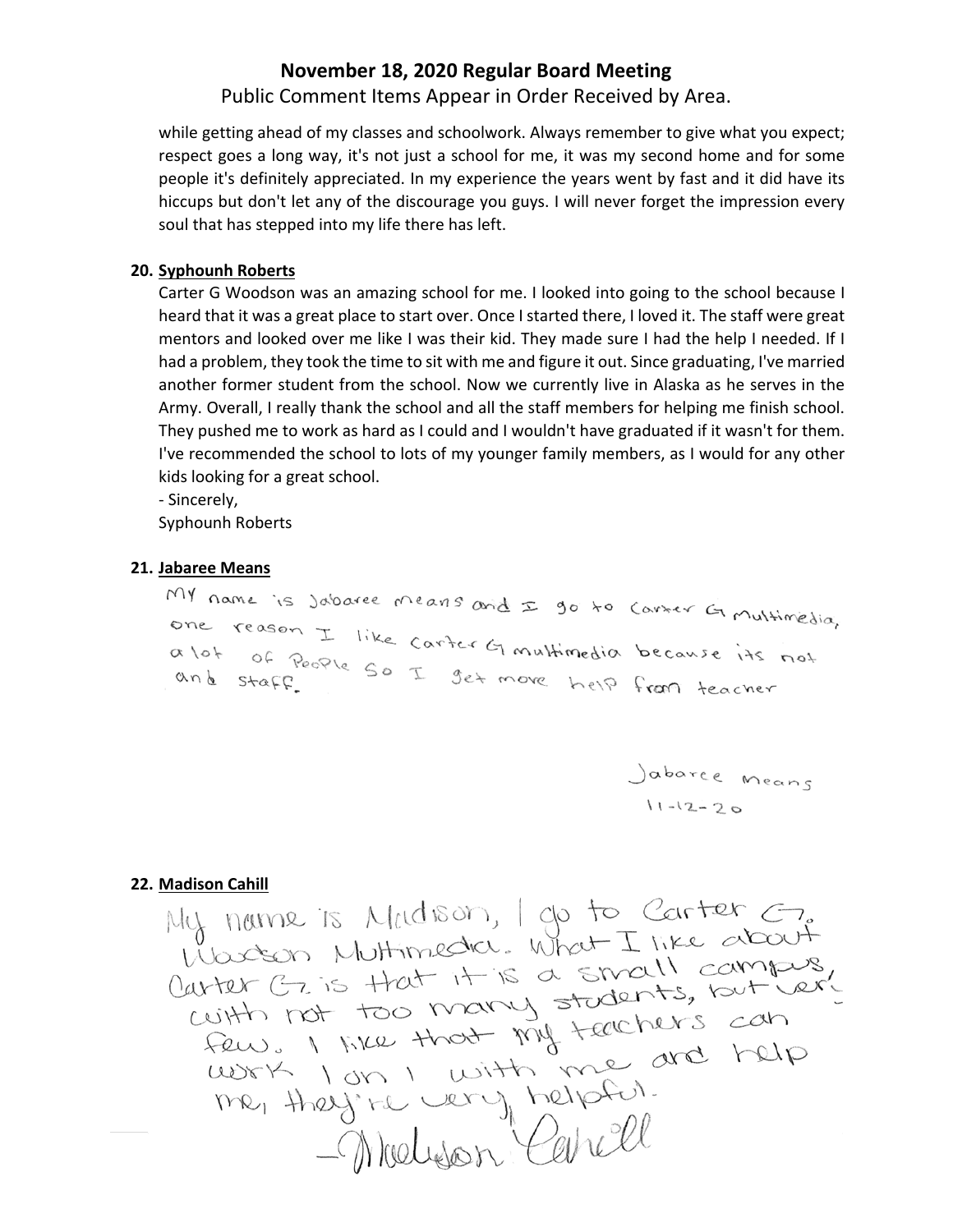while getting ahead of my classes and schoolwork. Always remember to give what you expect; respect goes a long way, it's not just a school for me, it was my second home and for some people it's definitely appreciated. In my experience the years went by fast and it did have its hiccups but don't let any of the discourage you guys. I will never forget the impression every soul that has stepped into my life there has left.

**20. Syphounh Roberts**

Carter G Woodson was an amazing school for me. I looked into going to the school because I heard that it was a great place to start over. Once I started there, I loved it. The staff were great mentors and looked over me like I was their kid. They made sure I had the help I needed. If I had a problem, they took the time to sit with me and figure it out. Since graduating, I've married another former student from the school. Now we currently live in Alaska as he serves in the Army. Overall, I really thank the school and all the staff members for helping me finish school. They pushed me to work as hard as I could and I wouldn't have graduated if it wasn't for them. I've recommended the school to lots of my younger family members, as I would for any other kids looking for a great school.

- Sincerely,

Syphounh Roberts

**21. Jabaree Means**

My name is Jabaree Means and I go to Carter G Multimedia, one reason I like Carter G multimedia because its not a lot of People So I get more help from teacher and staff.

Jabaree Means
11-12-20

**22. Madison Cahill**

My name is Madison, I go to Carter G. Woodson Multimedia. What I like about Carter G. is that it is a small campus, with not too many students, but very few. I like that my teachers can work 1 on 1 with me and help me, they're very helpful.

-Madison Cahill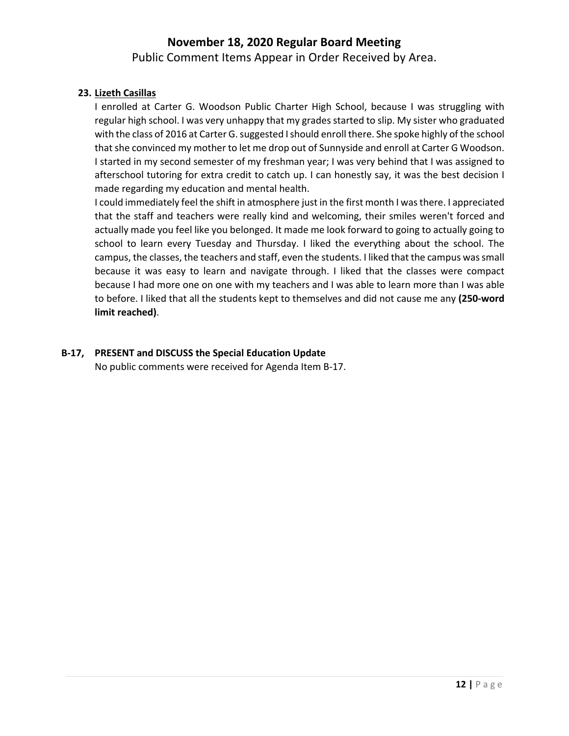23. **Lizeth Casillas**

I enrolled at Carter G. Woodson Public Charter High School, because I was struggling with regular high school. I was very unhappy that my grades started to slip. My sister who graduated with the class of 2016 at Carter G. suggested I should enroll there. She spoke highly of the school that she convinced my mother to let me drop out of Sunnyside and enroll at Carter G Woodson. I started in my second semester of my freshman year; I was very behind that I was assigned to afterschool tutoring for extra credit to catch up. I can honestly say, it was the best decision I made regarding my education and mental health.

I could immediately feel the shift in atmosphere just in the first month I was there. I appreciated that the staff and teachers were really kind and welcoming, their smiles weren't forced and actually made you feel like you belonged. It made me look forward to going to actually going to school to learn every Tuesday and Thursday. I liked the everything about the school. The campus, the classes, the teachers and staff, even the students. I liked that the campus was small because it was easy to learn and navigate through. I liked that the classes were compact because I had more one on one with my teachers and I was able to learn more than I was able to before. I liked that all the students kept to themselves and did not cause me any **(250-word limit reached)**.

**B-17, PRESENT and DISCUSS the Special Education Update**

No public comments were received for Agenda Item B-17.